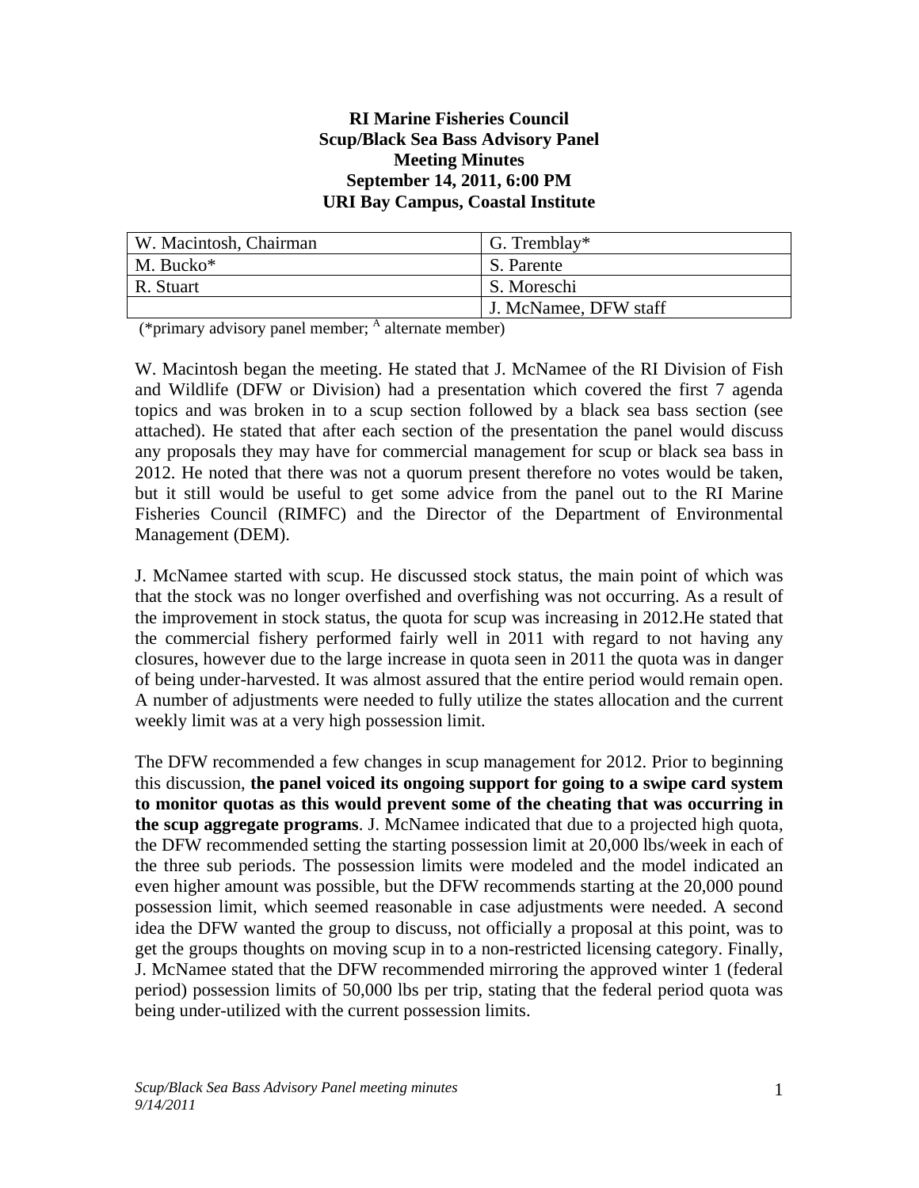**RI Marine Fisheries Council**
**Scup/Black Sea Bass Advisory Panel**
**Meeting Minutes**
**September 14, 2011, 6:00 PM**
**URI Bay Campus, Coastal Institute**

| W. Macintosh, Chairman | G. Tremblay* |
|---|---|
| M. Bucko* | S. Parente |
| R. Stuart | S. Moreschi |
| | J. McNamee, DFW staff |

(*primary advisory panel member; [A] alternate member)

W. Macintosh began the meeting. He stated that J. McNamee of the RI Division of Fish and Wildlife (DFW or Division) had a presentation which covered the first 7 agenda topics and was broken in to a scup section followed by a black sea bass section (see attached). He stated that after each section of the presentation the panel would discuss any proposals they may have for commercial management for scup or black sea bass in 2012. He noted that there was not a quorum present therefore no votes would be taken, but it still would be useful to get some advice from the panel out to the RI Marine Fisheries Council (RIMFC) and the Director of the Department of Environmental Management (DEM).

J. McNamee started with scup. He discussed stock status, the main point of which was that the stock was no longer overfished and overfishing was not occurring. As a result of the improvement in stock status, the quota for scup was increasing in 2012.He stated that the commercial fishery performed fairly well in 2011 with regard to not having any closures, however due to the large increase in quota seen in 2011 the quota was in danger of being under-harvested. It was almost assured that the entire period would remain open. A number of adjustments were needed to fully utilize the states allocation and the current weekly limit was at a very high possession limit.

The DFW recommended a few changes in scup management for 2012. Prior to beginning this discussion, **the panel voiced its ongoing support for going to a swipe card system to monitor quotas as this would prevent some of the cheating that was occurring in the scup aggregate programs**. J. McNamee indicated that due to a projected high quota, the DFW recommended setting the starting possession limit at 20,000 lbs/week in each of the three sub periods. The possession limits were modeled and the model indicated an even higher amount was possible, but the DFW recommends starting at the 20,000 pound possession limit, which seemed reasonable in case adjustments were needed. A second idea the DFW wanted the group to discuss, not officially a proposal at this point, was to get the groups thoughts on moving scup in to a non-restricted licensing category. Finally, J. McNamee stated that the DFW recommended mirroring the approved winter 1 (federal period) possession limits of 50,000 lbs per trip, stating that the federal period quota was being under-utilized with the current possession limits.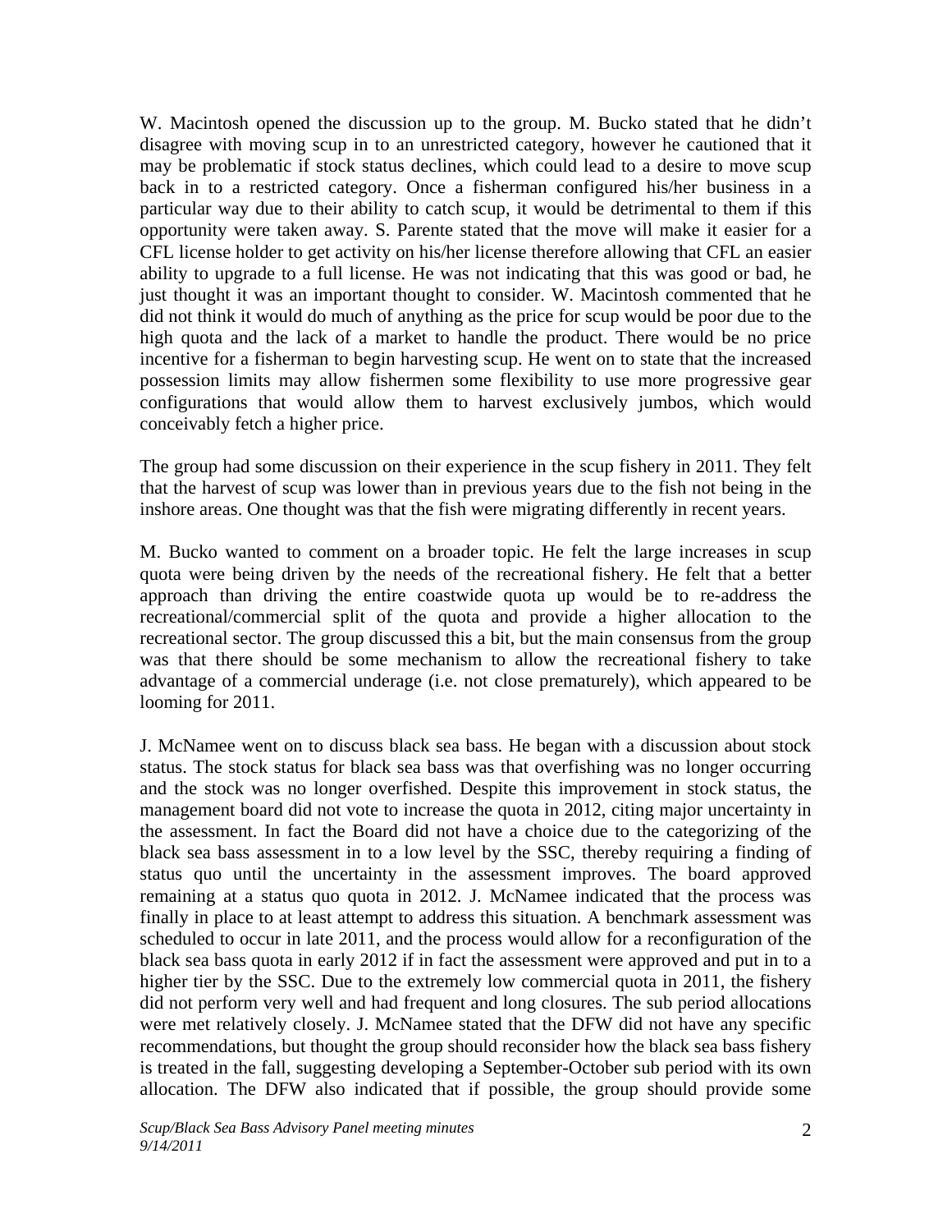W. Macintosh opened the discussion up to the group. M. Bucko stated that he didn't disagree with moving scup in to an unrestricted category, however he cautioned that it may be problematic if stock status declines, which could lead to a desire to move scup back in to a restricted category. Once a fisherman configured his/her business in a particular way due to their ability to catch scup, it would be detrimental to them if this opportunity were taken away. S. Parente stated that the move will make it easier for a CFL license holder to get activity on his/her license therefore allowing that CFL an easier ability to upgrade to a full license. He was not indicating that this was good or bad, he just thought it was an important thought to consider. W. Macintosh commented that he did not think it would do much of anything as the price for scup would be poor due to the high quota and the lack of a market to handle the product. There would be no price incentive for a fisherman to begin harvesting scup. He went on to state that the increased possession limits may allow fishermen some flexibility to use more progressive gear configurations that would allow them to harvest exclusively jumbos, which would conceivably fetch a higher price.

The group had some discussion on their experience in the scup fishery in 2011. They felt that the harvest of scup was lower than in previous years due to the fish not being in the inshore areas. One thought was that the fish were migrating differently in recent years.

M. Bucko wanted to comment on a broader topic. He felt the large increases in scup quota were being driven by the needs of the recreational fishery. He felt that a better approach than driving the entire coastwide quota up would be to re-address the recreational/commercial split of the quota and provide a higher allocation to the recreational sector. The group discussed this a bit, but the main consensus from the group was that there should be some mechanism to allow the recreational fishery to take advantage of a commercial underage (i.e. not close prematurely), which appeared to be looming for 2011.

J. McNamee went on to discuss black sea bass. He began with a discussion about stock status. The stock status for black sea bass was that overfishing was no longer occurring and the stock was no longer overfished. Despite this improvement in stock status, the management board did not vote to increase the quota in 2012, citing major uncertainty in the assessment. In fact the Board did not have a choice due to the categorizing of the black sea bass assessment in to a low level by the SSC, thereby requiring a finding of status quo until the uncertainty in the assessment improves. The board approved remaining at a status quo quota in 2012. J. McNamee indicated that the process was finally in place to at least attempt to address this situation. A benchmark assessment was scheduled to occur in late 2011, and the process would allow for a reconfiguration of the black sea bass quota in early 2012 if in fact the assessment were approved and put in to a higher tier by the SSC. Due to the extremely low commercial quota in 2011, the fishery did not perform very well and had frequent and long closures. The sub period allocations were met relatively closely. J. McNamee stated that the DFW did not have any specific recommendations, but thought the group should reconsider how the black sea bass fishery is treated in the fall, suggesting developing a September-October sub period with its own allocation. The DFW also indicated that if possible, the group should provide some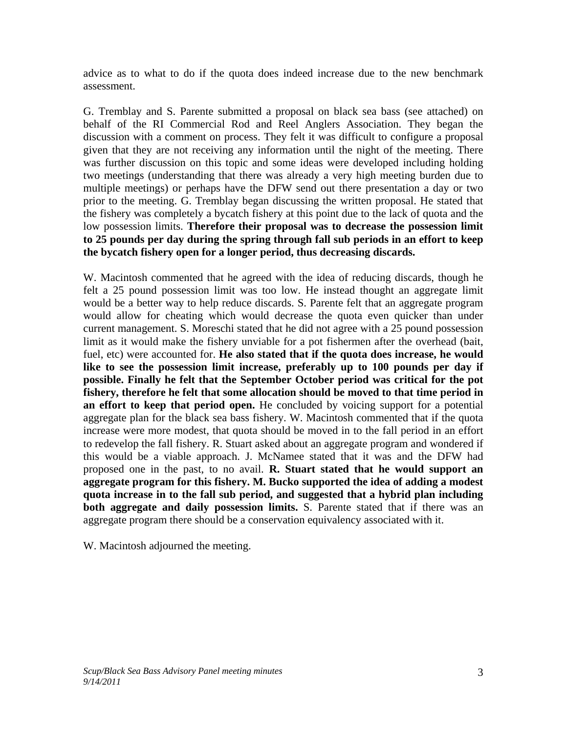advice as to what to do if the quota does indeed increase due to the new benchmark assessment.

G. Tremblay and S. Parente submitted a proposal on black sea bass (see attached) on behalf of the RI Commercial Rod and Reel Anglers Association. They began the discussion with a comment on process. They felt it was difficult to configure a proposal given that they are not receiving any information until the night of the meeting. There was further discussion on this topic and some ideas were developed including holding two meetings (understanding that there was already a very high meeting burden due to multiple meetings) or perhaps have the DFW send out there presentation a day or two prior to the meeting. G. Tremblay began discussing the written proposal. He stated that the fishery was completely a bycatch fishery at this point due to the lack of quota and the low possession limits. **Therefore their proposal was to decrease the possession limit to 25 pounds per day during the spring through fall sub periods in an effort to keep the bycatch fishery open for a longer period, thus decreasing discards.**

W. Macintosh commented that he agreed with the idea of reducing discards, though he felt a 25 pound possession limit was too low. He instead thought an aggregate limit would be a better way to help reduce discards. S. Parente felt that an aggregate program would allow for cheating which would decrease the quota even quicker than under current management. S. Moreschi stated that he did not agree with a 25 pound possession limit as it would make the fishery unviable for a pot fishermen after the overhead (bait, fuel, etc) were accounted for. **He also stated that if the quota does increase, he would like to see the possession limit increase, preferably up to 100 pounds per day if possible. Finally he felt that the September October period was critical for the pot fishery, therefore he felt that some allocation should be moved to that time period in an effort to keep that period open.** He concluded by voicing support for a potential aggregate plan for the black sea bass fishery. W. Macintosh commented that if the quota increase were more modest, that quota should be moved in to the fall period in an effort to redevelop the fall fishery. R. Stuart asked about an aggregate program and wondered if this would be a viable approach. J. McNamee stated that it was and the DFW had proposed one in the past, to no avail. **R. Stuart stated that he would support an aggregate program for this fishery. M. Bucko supported the idea of adding a modest quota increase in to the fall sub period, and suggested that a hybrid plan including both aggregate and daily possession limits.** S. Parente stated that if there was an aggregate program there should be a conservation equivalency associated with it.

W. Macintosh adjourned the meeting.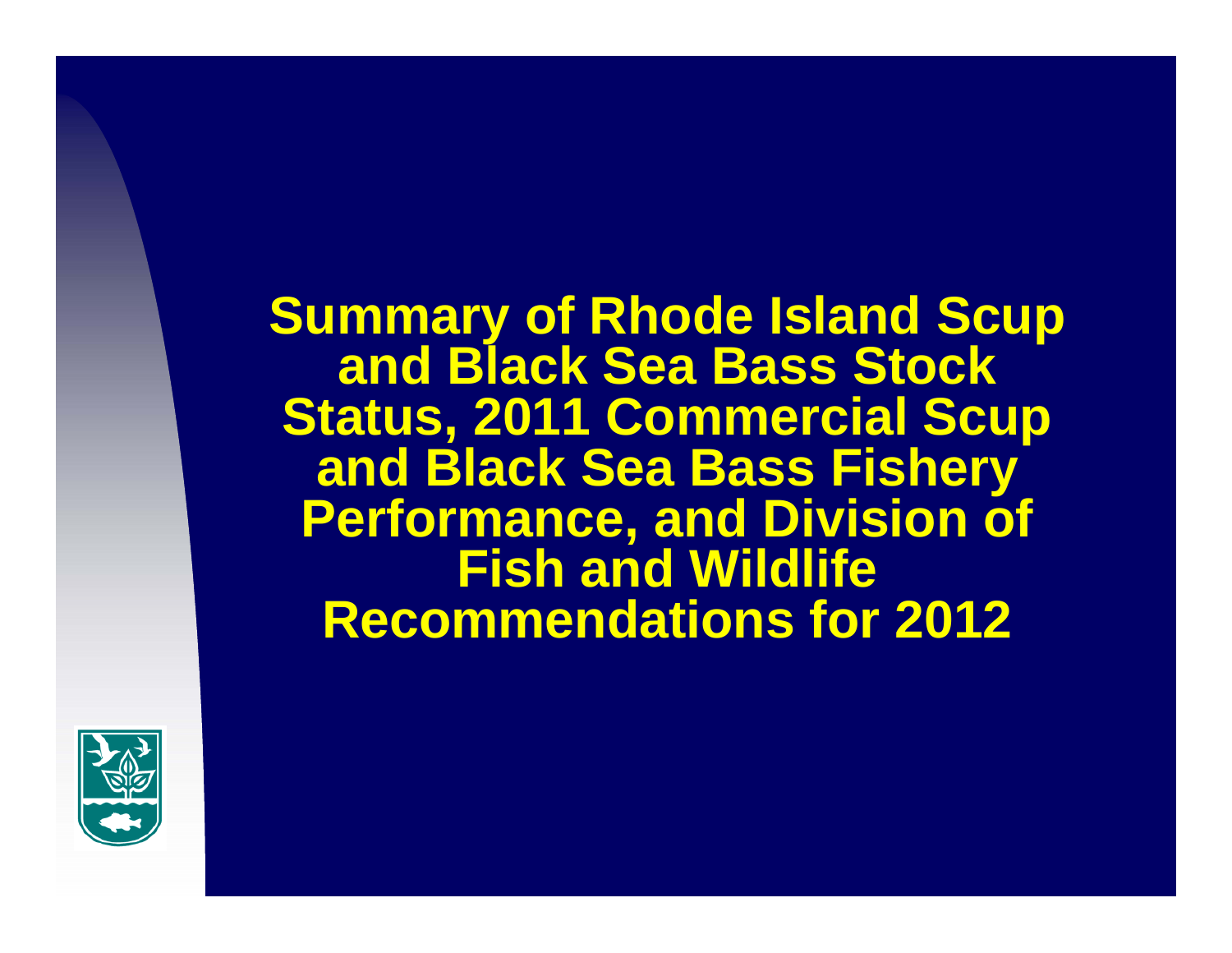# Summary of Rhode Island Scup and Black Sea Bass Stock Status, 2011 Commercial Scup and Black Sea Bass Fishery Performance, and Division of Fish and Wildlife Recommendations for 2012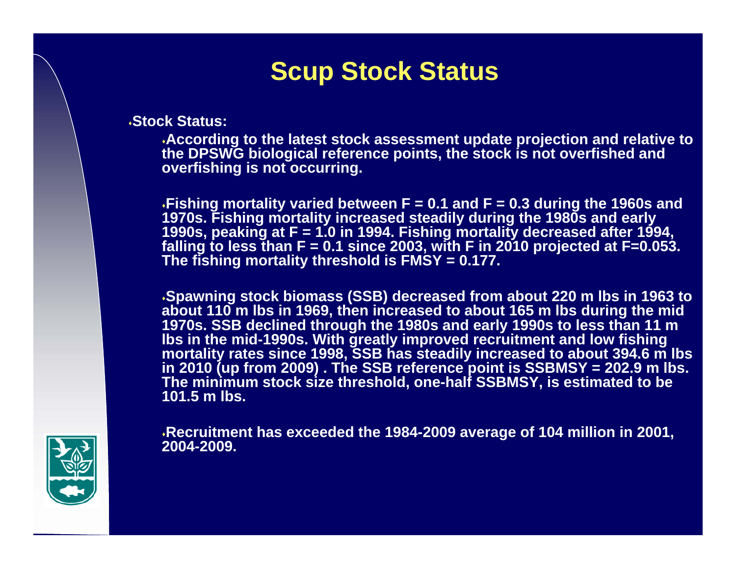# Scup Stock Status

- **Stock Status:**
  - **According to the latest stock assessment update projection and relative to the DPSWG biological reference points, the stock is not overfished and overfishing is not occurring.**
  - **Fishing mortality varied between F = 0.1 and F = 0.3 during the 1960s and 1970s. Fishing mortality increased steadily during the 1980s and early 1990s, peaking at F = 1.0 in 1994. Fishing mortality decreased after 1994, falling to less than F = 0.1 since 2003, with F in 2010 projected at F=0.053. The fishing mortality threshold is FMSY = 0.177.**
  - **Spawning stock biomass (SSB) decreased from about 220 m lbs in 1963 to about 110 m lbs in 1969, then increased to about 165 m lbs during the mid 1970s. SSB declined through the 1980s and early 1990s to less than 11 m lbs in the mid-1990s. With greatly improved recruitment and low fishing mortality rates since 1998, SSB has steadily increased to about 394.6 m lbs in 2010 (up from 2009) . The SSB reference point is SSBMSY = 202.9 m lbs. The minimum stock size threshold, one-half SSBMSY, is estimated to be 101.5 m lbs.**
  - **Recruitment has exceeded the 1984-2009 average of 104 million in 2001, 2004-2009.**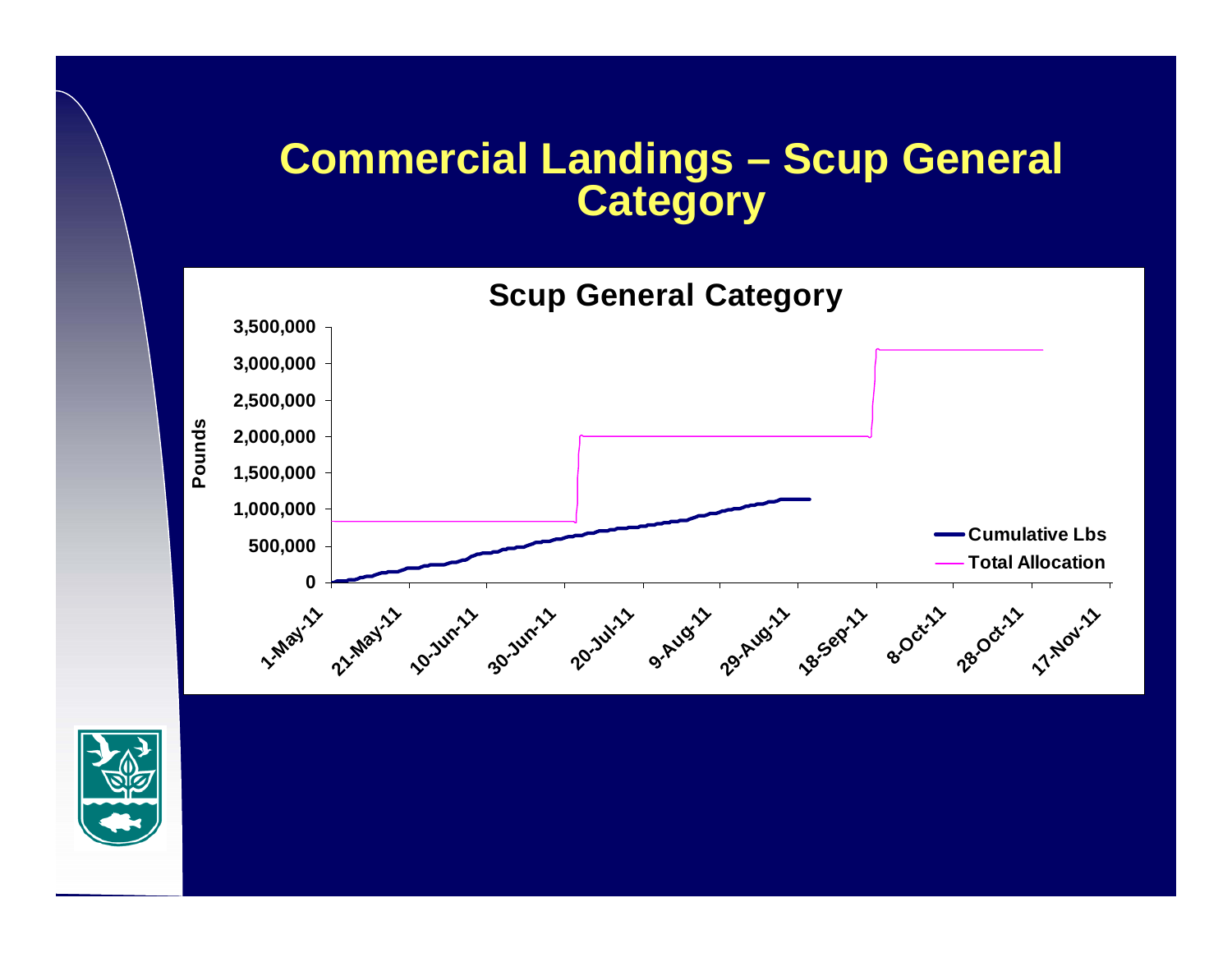# Commercial Landings – Scup General Category

**Scup General Category**

Pounds

3,500,000
3,000,000
2,500,000
2,000,000
1,500,000
1,000,000
500,000
0

1-May-11, 21-May-11, 10-Jun-11, 30-Jun-11, 20-Jul-11, 9-Aug-11, 29-Aug-11, 18-Sep-11, 8-Oct-11, 28-Oct-11, 17-Nov-11

Cumulative Lbs

Total Allocation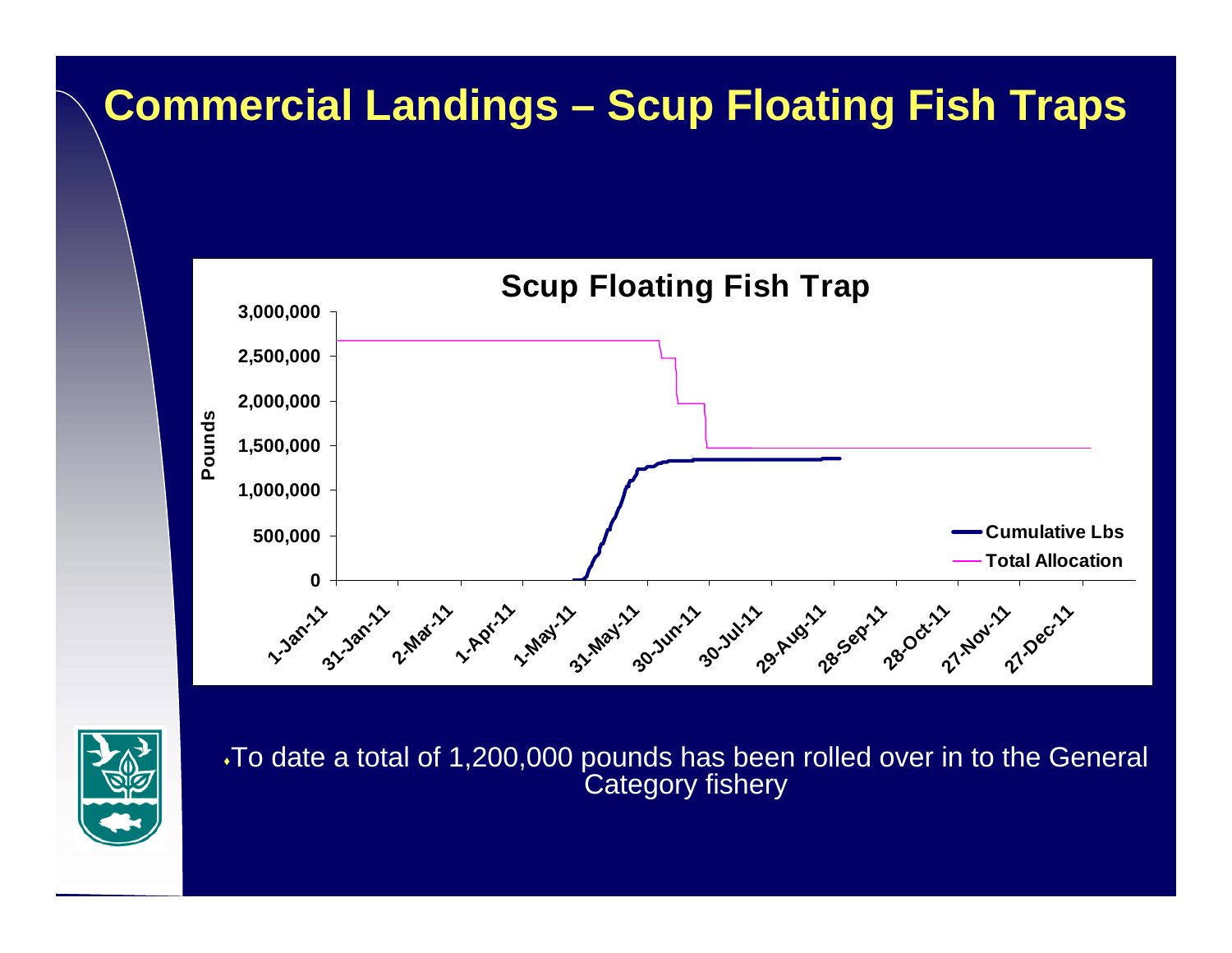# Commercial Landings – Scup Floating Fish Traps

- To date a total of 1,200,000 pounds has been rolled over in to the General Category fishery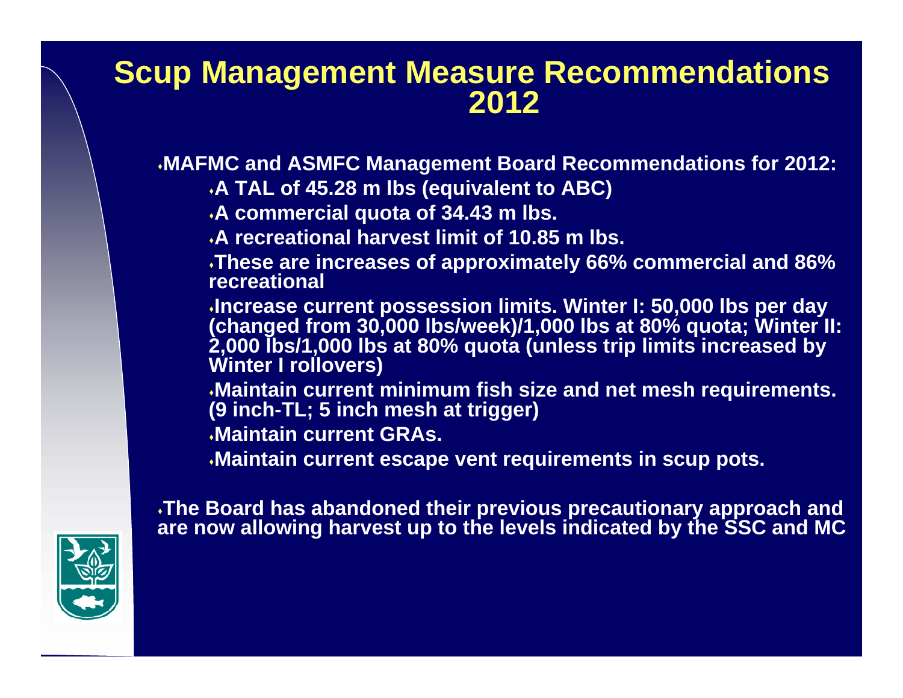# Scup Management Measure Recommendations 2012

- **MAFMC and ASMFC Management Board Recommendations for 2012:**
  - **A TAL of 45.28 m lbs (equivalent to ABC)**
  - **A commercial quota of 34.43 m lbs.**
  - **A recreational harvest limit of 10.85 m lbs.**
  - **These are increases of approximately 66% commercial and 86% recreational**
  - **Increase current possession limits. Winter I: 50,000 lbs per day (changed from 30,000 lbs/week)/1,000 lbs at 80% quota; Winter II: 2,000 lbs/1,000 lbs at 80% quota (unless trip limits increased by Winter I rollovers)**
  - **Maintain current minimum fish size and net mesh requirements. (9 inch-TL; 5 inch mesh at trigger)**
  - **Maintain current GRAs.**
  - **Maintain current escape vent requirements in scup pots.**

- **The Board has abandoned their previous precautionary approach and are now allowing harvest up to the levels indicated by the SSC and MC**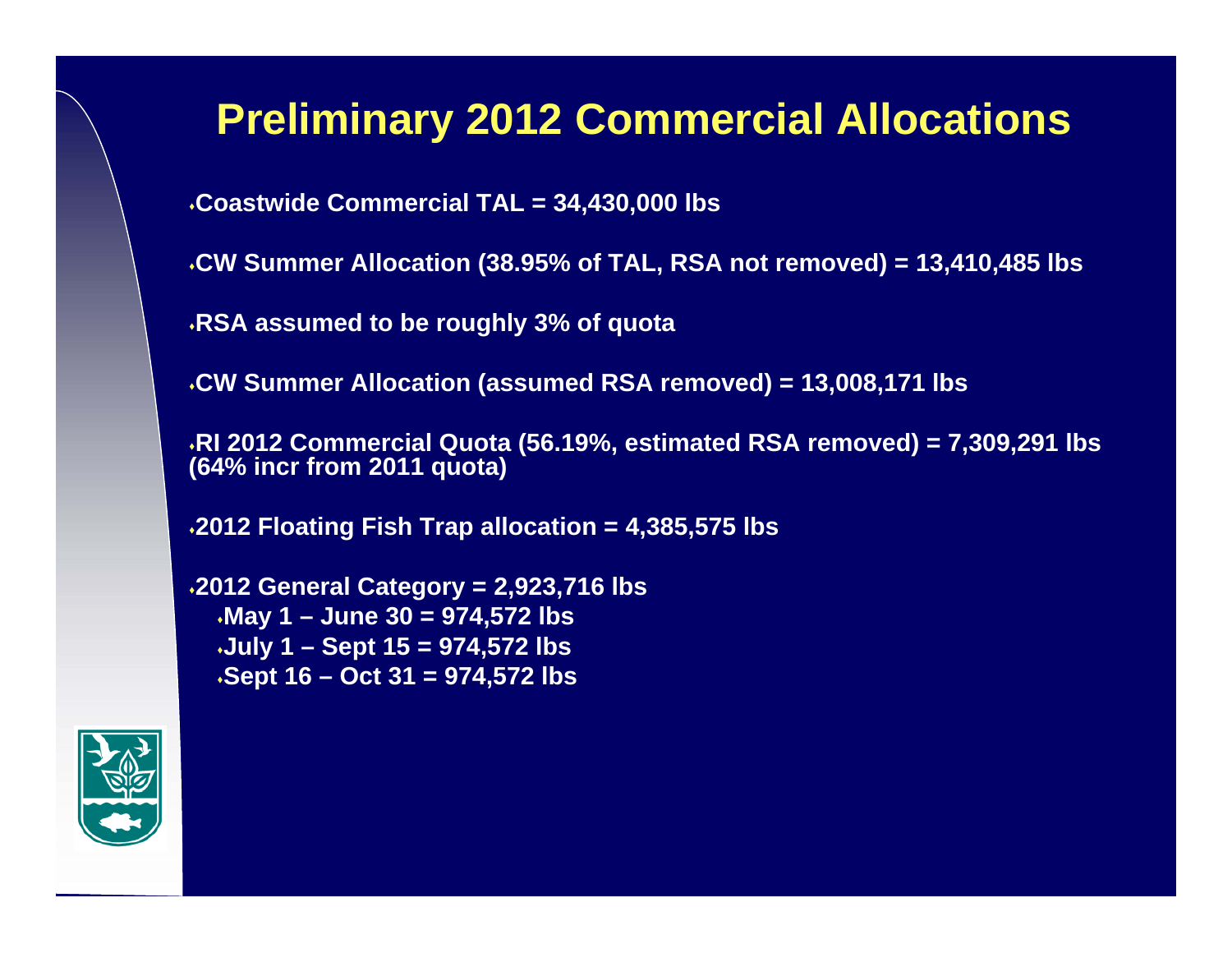# Preliminary 2012 Commercial Allocations

- **Coastwide Commercial TAL = 34,430,000 lbs**
- **CW Summer Allocation (38.95% of TAL, RSA not removed) = 13,410,485 lbs**
- **RSA assumed to be roughly 3% of quota**
- **CW Summer Allocation (assumed RSA removed) = 13,008,171 lbs**
- **RI 2012 Commercial Quota (56.19%, estimated RSA removed) = 7,309,291 lbs (64% incr from 2011 quota)**
- **2012 Floating Fish Trap allocation = 4,385,575 lbs**
- **2012 General Category = 2,923,716 lbs**
  - **May 1 – June 30 = 974,572 lbs**
  - **July 1 – Sept 15 = 974,572 lbs**
  - **Sept 16 – Oct 31 = 974,572 lbs**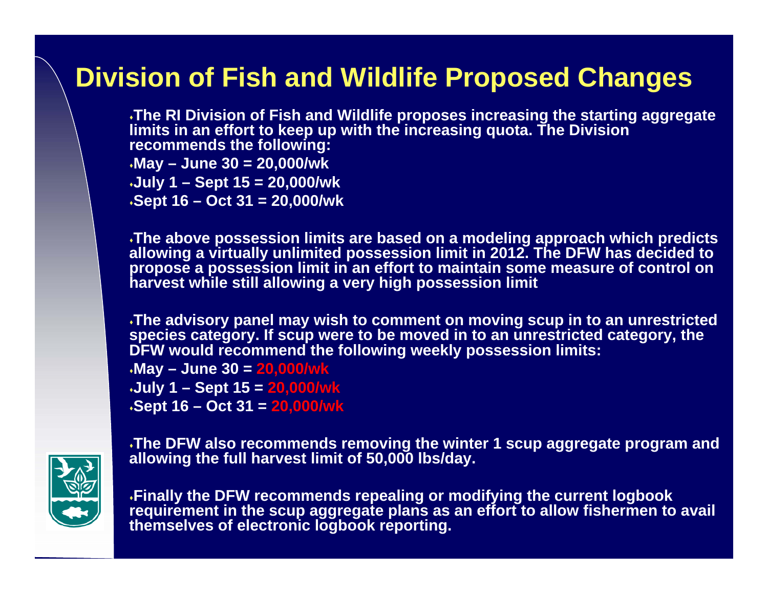# Division of Fish and Wildlife Proposed Changes

- The RI Division of Fish and Wildlife proposes increasing the starting aggregate limits in an effort to keep up with the increasing quota. The Division recommends the following:
- May – June 30 = 20,000/wk
- July 1 – Sept 15 = 20,000/wk
- Sept 16 – Oct 31 = 20,000/wk

- The above possession limits are based on a modeling approach which predicts allowing a virtually unlimited possession limit in 2012. The DFW has decided to propose a possession limit in an effort to maintain some measure of control on harvest while still allowing a very high possession limit

- The advisory panel may wish to comment on moving scup in to an unrestricted species category. If scup were to be moved in to an unrestricted category, the DFW would recommend the following weekly possession limits:
- May – June 30 = 20,000/wk
- July 1 – Sept 15 = 20,000/wk
- Sept 16 – Oct 31 = 20,000/wk

- The DFW also recommends removing the winter 1 scup aggregate program and allowing the full harvest limit of 50,000 lbs/day.

- Finally the DFW recommends repealing or modifying the current logbook requirement in the scup aggregate plans as an effort to allow fishermen to avail themselves of electronic logbook reporting.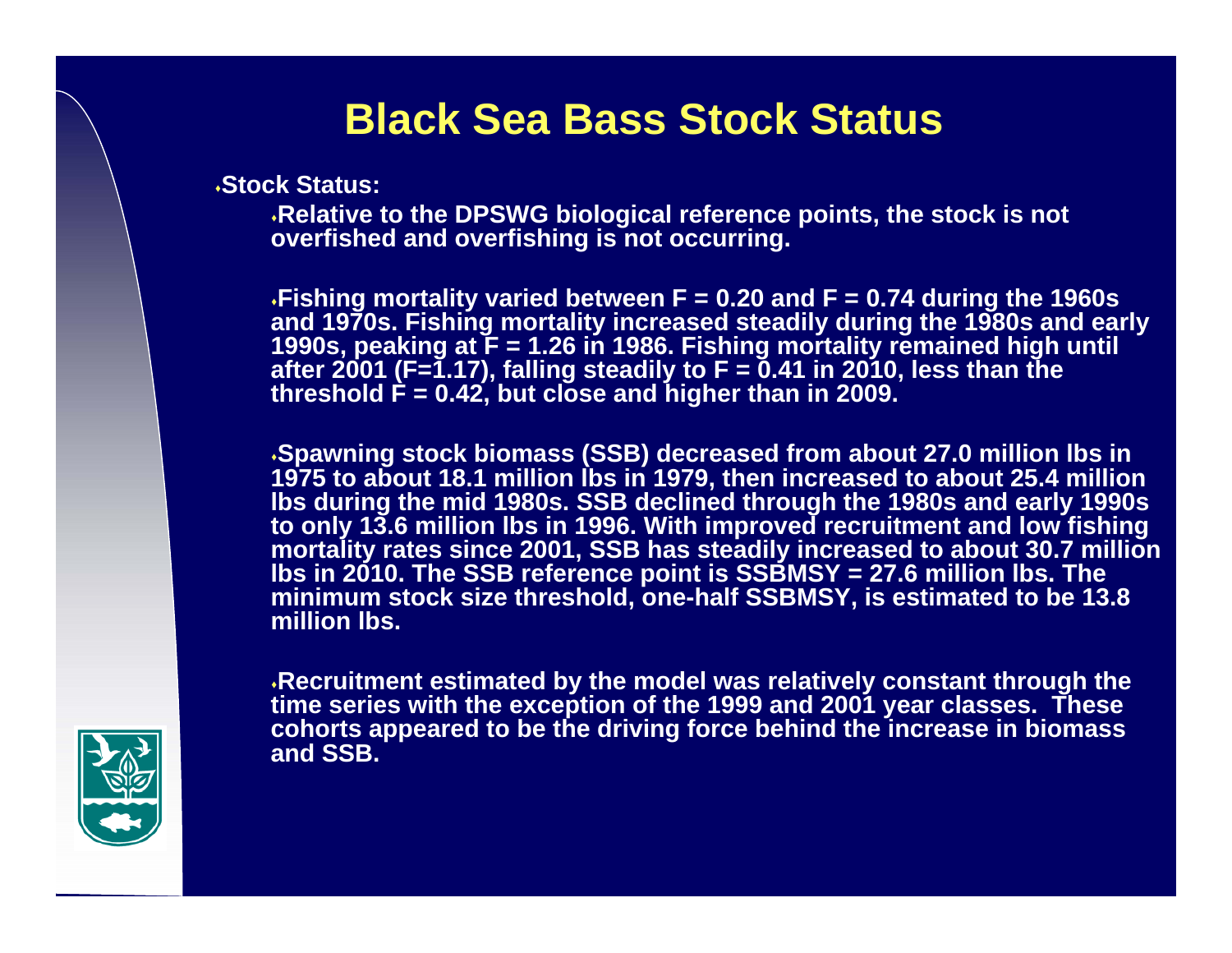# Black Sea Bass Stock Status

- **Stock Status:**
  - **Relative to the DPSWG biological reference points, the stock is not overfished and overfishing is not occurring.**
  - **Fishing mortality varied between F = 0.20 and F = 0.74 during the 1960s and 1970s. Fishing mortality increased steadily during the 1980s and early 1990s, peaking at F = 1.26 in 1986. Fishing mortality remained high until after 2001 (F=1.17), falling steadily to F = 0.41 in 2010, less than the threshold F = 0.42, but close and higher than in 2009.**
  - **Spawning stock biomass (SSB) decreased from about 27.0 million lbs in 1975 to about 18.1 million lbs in 1979, then increased to about 25.4 million lbs during the mid 1980s. SSB declined through the 1980s and early 1990s to only 13.6 million lbs in 1996. With improved recruitment and low fishing mortality rates since 2001, SSB has steadily increased to about 30.7 million lbs in 2010. The SSB reference point is SSBMSY = 27.6 million lbs. The minimum stock size threshold, one-half SSBMSY, is estimated to be 13.8 million lbs.**
  - **Recruitment estimated by the model was relatively constant through the time series with the exception of the 1999 and 2001 year classes. These cohorts appeared to be the driving force behind the increase in biomass and SSB.**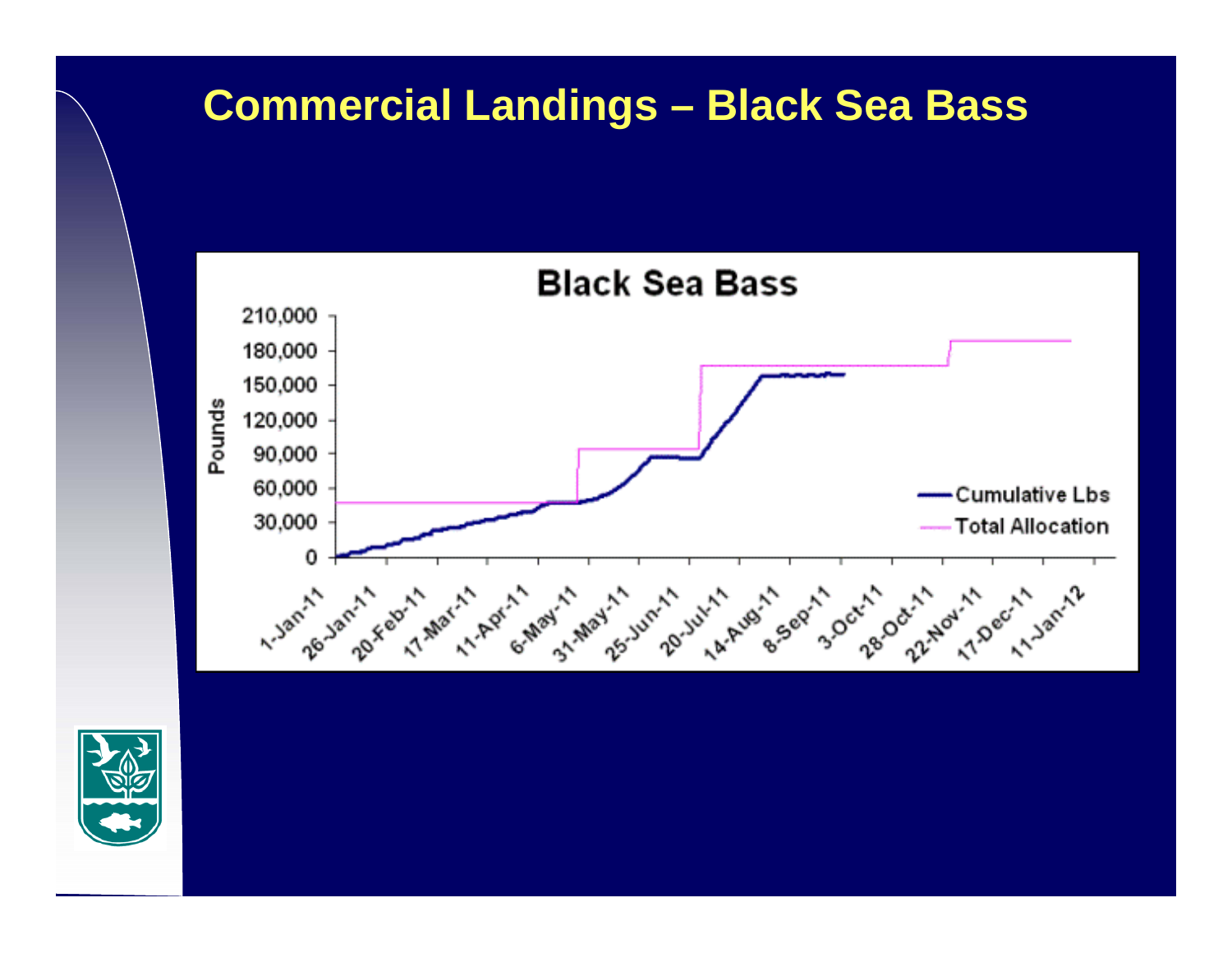# Commercial Landings – Black Sea Bass

**Black Sea Bass**

Pounds: 0, 30,000, 60,000, 90,000, 120,000, 150,000, 180,000, 210,000

1-Jan-11, 26-Jan-11, 20-Feb-11, 17-Mar-11, 11-Apr-11, 6-May-11, 31-May-11, 25-Jun-11, 20-Jul-11, 14-Aug-11, 8-Sep-11, 3-Oct-11, 28-Oct-11, 22-Nov-11, 17-Dec-11, 11-Jan-12

Cumulative Lbs

Total Allocation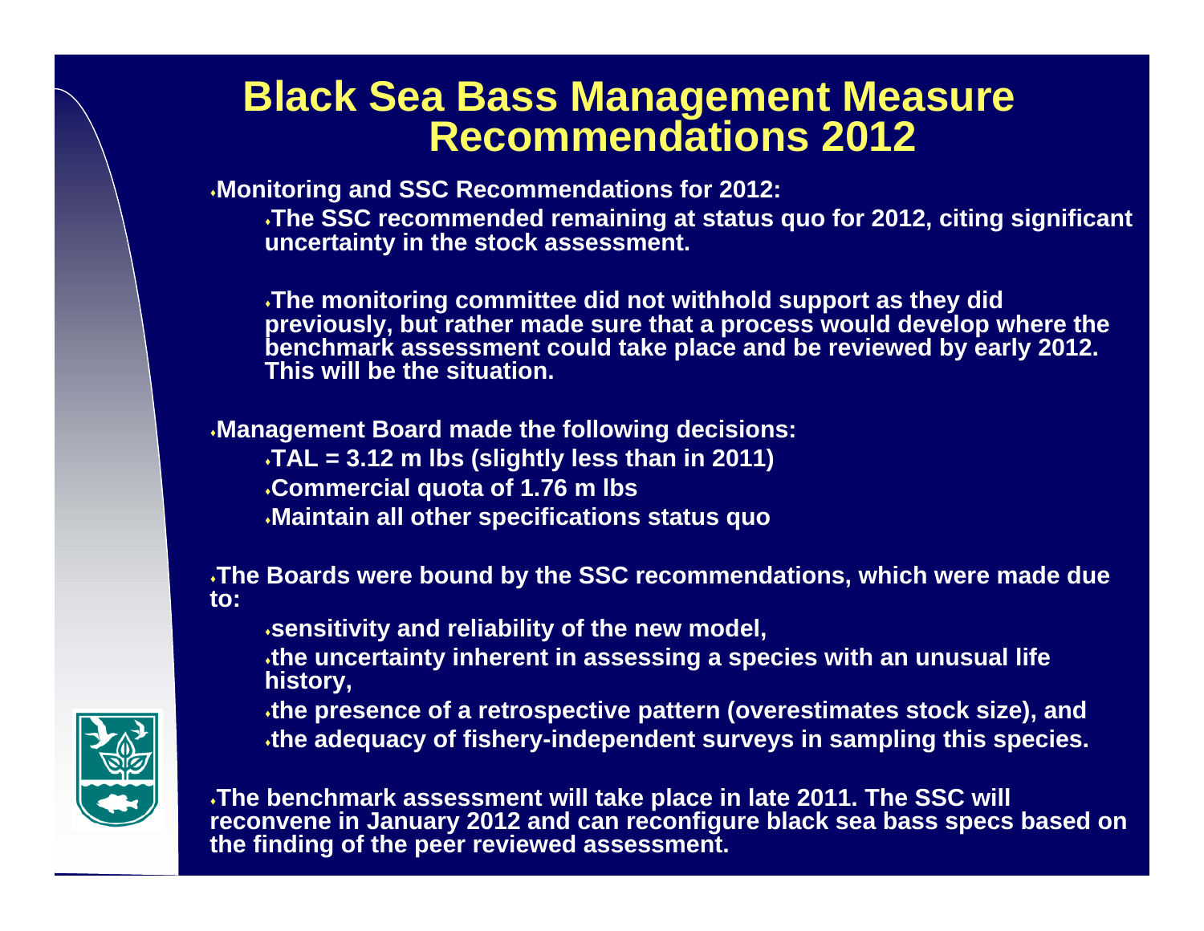# Black Sea Bass Management Measure Recommendations 2012

- **Monitoring and SSC Recommendations for 2012:**
  - **The SSC recommended remaining at status quo for 2012, citing significant uncertainty in the stock assessment.**
  - **The monitoring committee did not withhold support as they did previously, but rather made sure that a process would develop where the benchmark assessment could take place and be reviewed by early 2012. This will be the situation.**
- **Management Board made the following decisions:**
  - **TAL = 3.12 m lbs (slightly less than in 2011)**
  - **Commercial quota of 1.76 m lbs**
  - **Maintain all other specifications status quo**
- **The Boards were bound by the SSC recommendations, which were made due to:**
  - **sensitivity and reliability of the new model,**
  - **the uncertainty inherent in assessing a species with an unusual life history,**
  - **the presence of a retrospective pattern (overestimates stock size), and**
  - **the adequacy of fishery-independent surveys in sampling this species.**
- **The benchmark assessment will take place in late 2011. The SSC will reconvene in January 2012 and can reconfigure black sea bass specs based on the finding of the peer reviewed assessment.**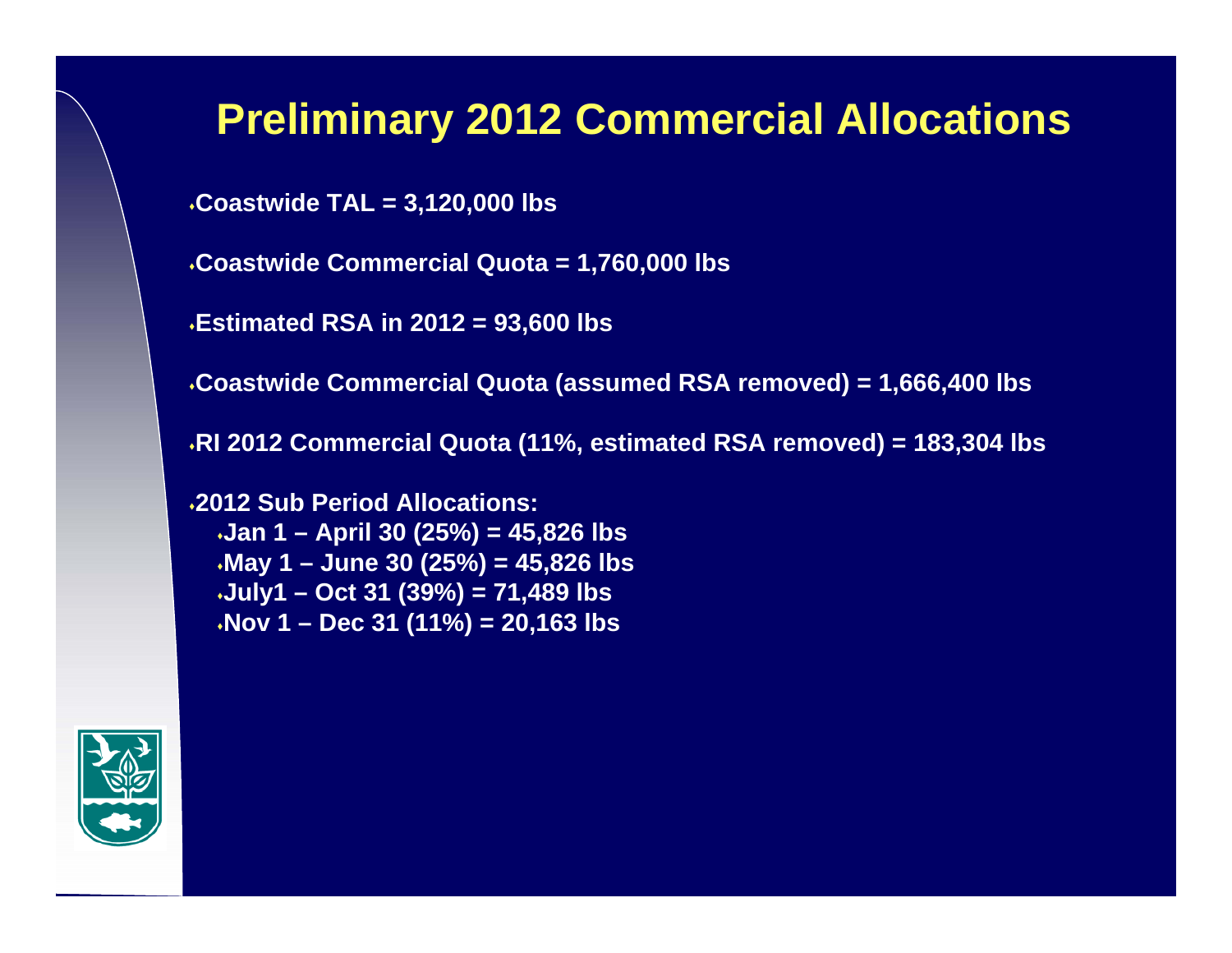# Preliminary 2012 Commercial Allocations

- Coastwide TAL = 3,120,000 lbs
- Coastwide Commercial Quota = 1,760,000 lbs
- Estimated RSA in 2012 = 93,600 lbs
- Coastwide Commercial Quota (assumed RSA removed) = 1,666,400 lbs
- RI 2012 Commercial Quota (11%, estimated RSA removed) = 183,304 lbs
- 2012 Sub Period Allocations:
  - Jan 1 – April 30 (25%) = 45,826 lbs
  - May 1 – June 30 (25%) = 45,826 lbs
  - July1 – Oct 31 (39%) = 71,489 lbs
  - Nov 1 – Dec 31 (11%) = 20,163 lbs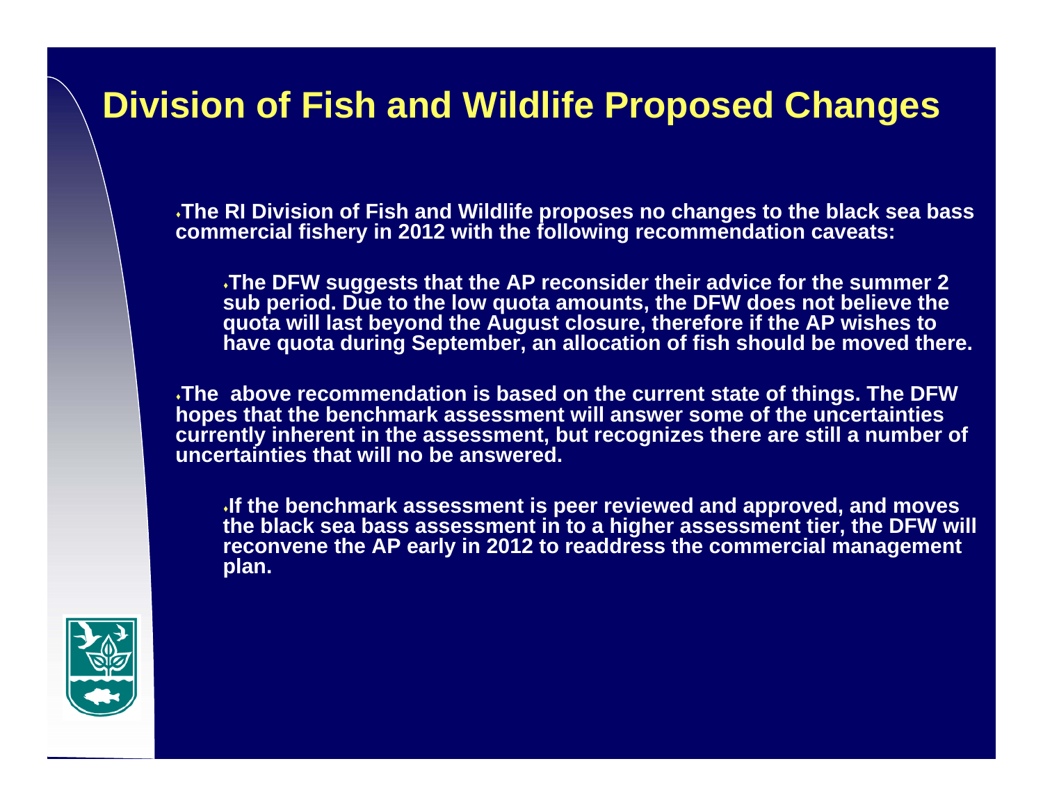# Division of Fish and Wildlife Proposed Changes

- The RI Division of Fish and Wildlife proposes no changes to the black sea bass commercial fishery in 2012 with the following recommendation caveats:
  - The DFW suggests that the AP reconsider their advice for the summer 2 sub period. Due to the low quota amounts, the DFW does not believe the quota will last beyond the August closure, therefore if the AP wishes to have quota during September, an allocation of fish should be moved there.
- The above recommendation is based on the current state of things. The DFW hopes that the benchmark assessment will answer some of the uncertainties currently inherent in the assessment, but recognizes there are still a number of uncertainties that will no be answered.
  - If the benchmark assessment is peer reviewed and approved, and moves the black sea bass assessment in to a higher assessment tier, the DFW will reconvene the AP early in 2012 to readdress the commercial management plan.